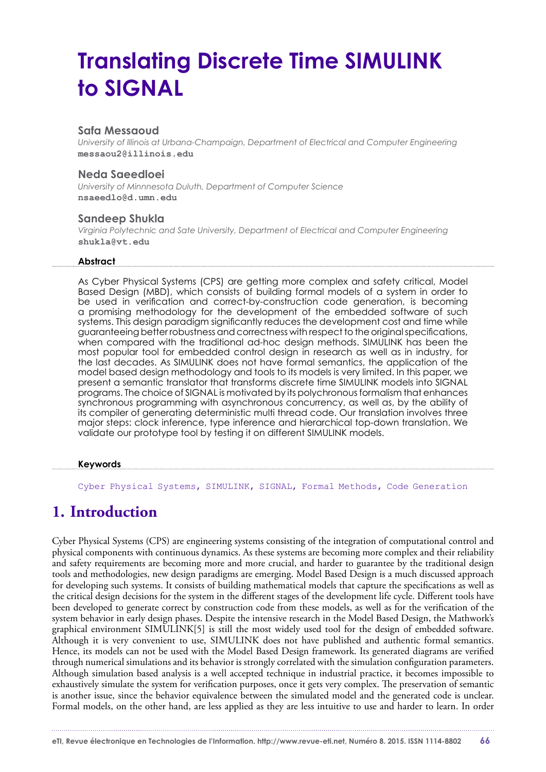# Translating Discrete Time SIMULINK to SIGNAL

### Safa Messaoud

*University of Illinois at Urbana-Champaign, Department of Electrical and Computer Engineering*
**messaou2@illinois.edu**

### Neda Saeedloei

*University of Minnnesota Duluth, Department of Computer Science*
**nsaeedlo@d.umn.edu**

### Sandeep Shukla

*Virginia Polytechnic and Sate University, Department of Electrical and Computer Engineering*
**shukla@vt.edu**

#### Abstract

As Cyber Physical Systems (CPS) are getting more complex and safety critical, Model Based Design (MBD), which consists of building formal models of a system in order to be used in verification and correct-by-construction code generation, is becoming a promising methodology for the development of the embedded software of such systems. This design paradigm significantly reduces the development cost and time while guaranteeing better robustness and correctness with respect to the original specifications, when compared with the traditional ad-hoc design methods. SIMULINK has been the most popular tool for embedded control design in research as well as in industry, for the last decades. As SIMULINK does not have formal semantics, the application of the model based design methodology and tools to its models is very limited. In this paper, we present a semantic translator that transforms discrete time SIMULINK models into SIGNAL programs. The choice of SIGNAL is motivated by its polychronous formalism that enhances synchronous programming with asynchronous concurrency, as well as, by the ability of its compiler of generating deterministic multi thread code. Our translation involves three major steps: clock inference, type inference and hierarchical top-down translation. We validate our prototype tool by testing it on different SIMULINK models.

#### Keywords

Cyber Physical Systems, SIMULINK, SIGNAL, Formal Methods, Code Generation

## 1. Introduction

Cyber Physical Systems (CPS) are engineering systems consisting of the integration of computational control and physical components with continuous dynamics. As these systems are becoming more complex and their reliability and safety requirements are becoming more and more crucial, and harder to guarantee by the traditional design tools and methodologies, new design paradigms are emerging. Model Based Design is a much discussed approach for developing such systems. It consists of building mathematical models that capture the specifications as well as the critical design decisions for the system in the different stages of the development life cycle. Different tools have been developed to generate correct by construction code from these models, as well as for the verification of the system behavior in early design phases. Despite the intensive research in the Model Based Design, the Mathwork's graphical environment SIMULINK[5] is still the most widely used tool for the design of embedded software. Although it is very convenient to use, SIMULINK does not have published and authentic formal semantics. Hence, its models can not be used with the Model Based Design framework. Its generated diagrams are verified through numerical simulations and its behavior is strongly correlated with the simulation configuration parameters. Although simulation based analysis is a well accepted technique in industrial practice, it becomes impossible to exhaustively simulate the system for verification purposes, once it gets very complex. The preservation of semantic is another issue, since the behavior equivalence between the simulated model and the generated code is unclear. Formal models, on the other hand, are less applied as they are less intuitive to use and harder to learn. In order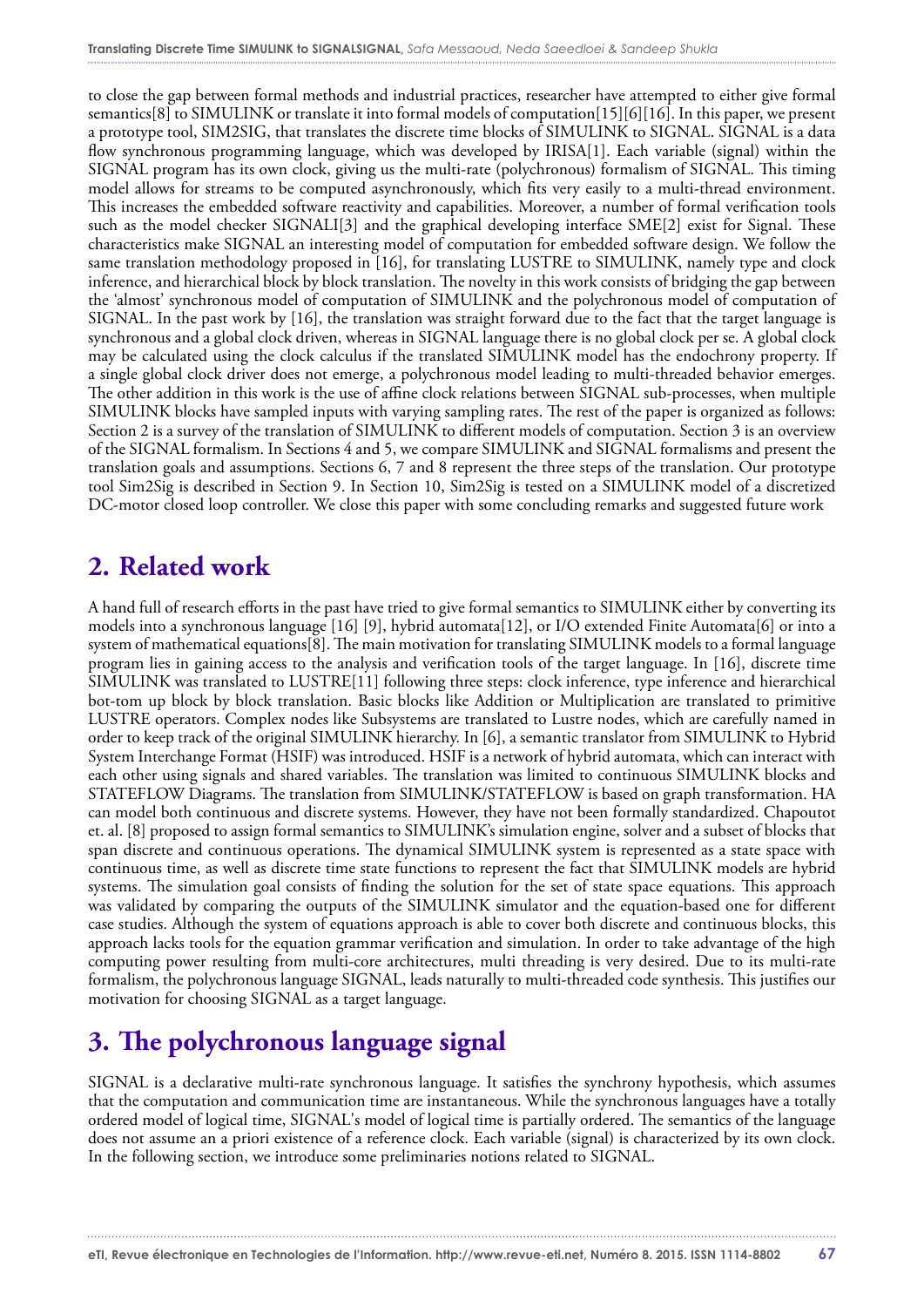to close the gap between formal methods and industrial practices, researcher have attempted to either give formal semantics[8] to SIMULINK or translate it into formal models of computation[15][6][16]. In this paper, we present a prototype tool, SIM2SIG, that translates the discrete time blocks of SIMULINK to SIGNAL. SIGNAL is a data flow synchronous programming language, which was developed by IRISA[1]. Each variable (signal) within the SIGNAL program has its own clock, giving us the multi-rate (polychronous) formalism of SIGNAL. This timing model allows for streams to be computed asynchronously, which fits very easily to a multi-thread environment. This increases the embedded software reactivity and capabilities. Moreover, a number of formal verification tools such as the model checker SIGNALI[3] and the graphical developing interface SME[2] exist for Signal. These characteristics make SIGNAL an interesting model of computation for embedded software design. We follow the same translation methodology proposed in [16], for translating LUSTRE to SIMULINK, namely type and clock inference, and hierarchical block by block translation. The novelty in this work consists of bridging the gap between the 'almost' synchronous model of computation of SIMULINK and the polychronous model of computation of SIGNAL. In the past work by [16], the translation was straight forward due to the fact that the target language is synchronous and a global clock driven, whereas in SIGNAL language there is no global clock per se. A global clock may be calculated using the clock calculus if the translated SIMULINK model has the endochrony property. If a single global clock driver does not emerge, a polychronous model leading to multi-threaded behavior emerges. The other addition in this work is the use of affine clock relations between SIGNAL sub-processes, when multiple SIMULINK blocks have sampled inputs with varying sampling rates. The rest of the paper is organized as follows: Section 2 is a survey of the translation of SIMULINK to different models of computation. Section 3 is an overview of the SIGNAL formalism. In Sections 4 and 5, we compare SIMULINK and SIGNAL formalisms and present the translation goals and assumptions. Sections 6, 7 and 8 represent the three steps of the translation. Our prototype tool Sim2Sig is described in Section 9. In Section 10, Sim2Sig is tested on a SIMULINK model of a discretized DC-motor closed loop controller. We close this paper with some concluding remarks and suggested future work

## 2. Related work

A hand full of research efforts in the past have tried to give formal semantics to SIMULINK either by converting its models into a synchronous language [16] [9], hybrid automata[12], or I/O extended Finite Automata[6] or into a system of mathematical equations[8]. The main motivation for translating SIMULINK models to a formal language program lies in gaining access to the analysis and verification tools of the target language. In [16], discrete time SIMULINK was translated to LUSTRE[11] following three steps: clock inference, type inference and hierarchical bot-tom up block by block translation. Basic blocks like Addition or Multiplication are translated to primitive LUSTRE operators. Complex nodes like Subsystems are translated to Lustre nodes, which are carefully named in order to keep track of the original SIMULINK hierarchy. In [6], a semantic translator from SIMULINK to Hybrid System Interchange Format (HSIF) was introduced. HSIF is a network of hybrid automata, which can interact with each other using signals and shared variables. The translation was limited to continuous SIMULINK blocks and STATEFLOW Diagrams. The translation from SIMULINK/STATEFLOW is based on graph transformation. HA can model both continuous and discrete systems. However, they have not been formally standardized. Chapoutot et. al. [8] proposed to assign formal semantics to SIMULINK's simulation engine, solver and a subset of blocks that span discrete and continuous operations. The dynamical SIMULINK system is represented as a state space with continuous time, as well as discrete time state functions to represent the fact that SIMULINK models are hybrid systems. The simulation goal consists of finding the solution for the set of state space equations. This approach was validated by comparing the outputs of the SIMULINK simulator and the equation-based one for different case studies. Although the system of equations approach is able to cover both discrete and continuous blocks, this approach lacks tools for the equation grammar verification and simulation. In order to take advantage of the high computing power resulting from multi-core architectures, multi threading is very desired. Due to its multi-rate formalism, the polychronous language SIGNAL, leads naturally to multi-threaded code synthesis. This justifies our motivation for choosing SIGNAL as a target language.

## 3. The polychronous language signal

SIGNAL is a declarative multi-rate synchronous language. It satisfies the synchrony hypothesis, which assumes that the computation and communication time are instantaneous. While the synchronous languages have a totally ordered model of logical time, SIGNAL's model of logical time is partially ordered. The semantics of the language does not assume an a priori existence of a reference clock. Each variable (signal) is characterized by its own clock. In the following section, we introduce some preliminaries notions related to SIGNAL.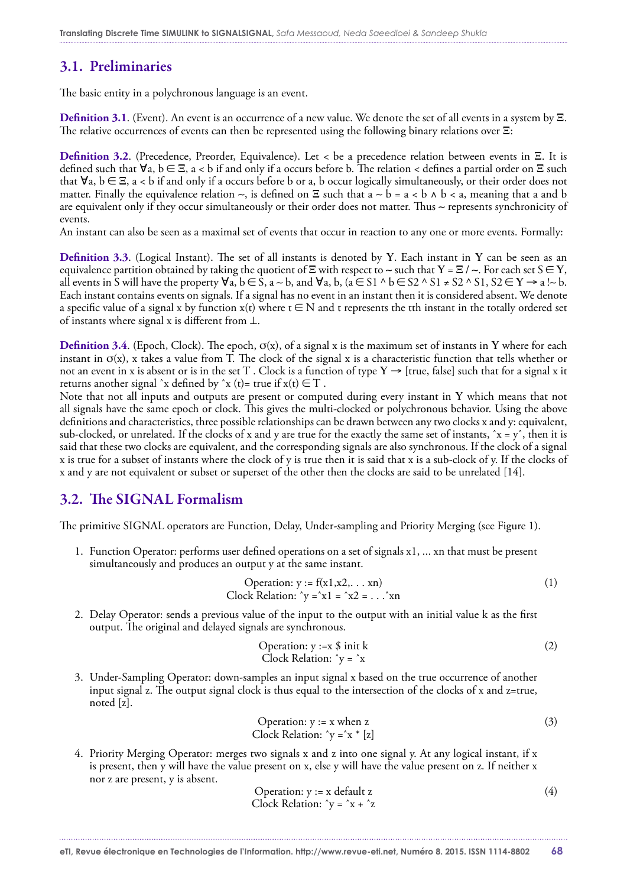## 3.1. Preliminaries

The basic entity in a polychronous language is an event.

**Definition 3.1**. (Event). An event is an occurrence of a new value. We denote the set of all events in a system by $\Xi$. The relative occurrences of events can then be represented using the following binary relations over $\Xi$:

**Definition 3.2**. (Precedence, Preorder, Equivalence). Let < be a precedence relation between events in $\Xi$. It is defined such that $\forall a, b \in \Xi$, $a < b$ if and only if a occurs before b. The relation < defines a partial order on $\Xi$ such that $\forall a, b \in \Xi$, $a < b$ if and only if a occurs before b or a, b occur logically simultaneously, or their order does not matter. Finally the equivalence relation ~, is defined on $\Xi$ such that $a \sim b = a < b \wedge b < a$, meaning that a and b are equivalent only if they occur simultaneously or their order does not matter. Thus ~ represents synchronicity of events.
An instant can also be seen as a maximal set of events that occur in reaction to any one or more events. Formally:

**Definition 3.3**. (Logical Instant). The set of all instants is denoted by **Y**. Each instant in **Y** can be seen as an equivalence partition obtained by taking the quotient of $\Xi$ with respect to ~ such that $\mathbf{Y} = \Xi / \sim$. For each set $S \in \mathbf{Y}$, all events in S will have the property $\forall a, b \in S, a \sim b$, and $\forall a, b, (a \in S1 \wedge b \in S2 \wedge S1 \neq S2 \wedge S1, S2 \in \mathbf{Y} \rightarrow a !\sim b$. Each instant contains events on signals. If a signal has no event in an instant then it is considered absent. We denote a specific value of a signal x by function x(t) where $t \in N$ and t represents the tth instant in the totally ordered set of instants where signal x is different from $\perp$.

**Definition 3.4**. (Epoch, Clock). The epoch, $\sigma(x)$, of a signal x is the maximum set of instants in **Y** where for each instant in $\sigma(x)$, x takes a value from T. The clock of the signal x is a characteristic function that tells whether or not an event in x is absent or is in the set T . Clock is a function of type $\mathbf{Y} \rightarrow$ [true, false] such that for a signal x it returns another signal ˆx defined by ˆx (t)= true if $x(t) \in T$ .
Note that not all inputs and outputs are present or computed during every instant in **Y** which means that not all signals have the same epoch or clock. This gives the multi-clocked or polychronous behavior. Using the above definitions and characteristics, three possible relationships can be drawn between any two clocks x and y: equivalent, sub-clocked, or unrelated. If the clocks of x and y are true for the exactly the same set of instants, ˆx = yˆ, then it is said that these two clocks are equivalent, and the corresponding signals are also synchronous. If the clock of a signal x is true for a subset of instants where the clock of y is true then it is said that x is a sub-clock of y. If the clocks of x and y are not equivalent or subset or superset of the other then the clocks are said to be unrelated [14].

## 3.2. The SIGNAL Formalism

The primitive SIGNAL operators are Function, Delay, Under-sampling and Priority Merging (see Figure 1).

1. Function Operator: performs user defined operations on a set of signals x1, ... xn that must be present simultaneously and produces an output y at the same instant.

$$\text{Operation: } y := f(x1,x2,\ldots xn) \qquad (1)$$
$$\text{Clock Relation: } \hat{}y = \hat{}x1 = \hat{}x2 = \ldots \hat{}xn$$

2. Delay Operator: sends a previous value of the input to the output with an initial value k as the first output. The original and delayed signals are synchronous.

$$\text{Operation: } y := x \ \$ \ \text{init } k \qquad (2)$$
$$\text{Clock Relation: } \hat{}y = \hat{}x$$

3. Under-Sampling Operator: down-samples an input signal x based on the true occurrence of another input signal z. The output signal clock is thus equal to the intersection of the clocks of x and z=true, noted [z].

$$\text{Operation: } y := x \text{ when } z \qquad (3)$$
$$\text{Clock Relation: } \hat{}y = \hat{}x * [z]$$

4. Priority Merging Operator: merges two signals x and z into one signal y. At any logical instant, if x is present, then y will have the value present on x, else y will have the value present on z. If neither x nor z are present, y is absent.

$$\text{Operation: } y := x \text{ default } z \qquad (4)$$
$$\text{Clock Relation: } \hat{}y = \hat{}x + \hat{}z$$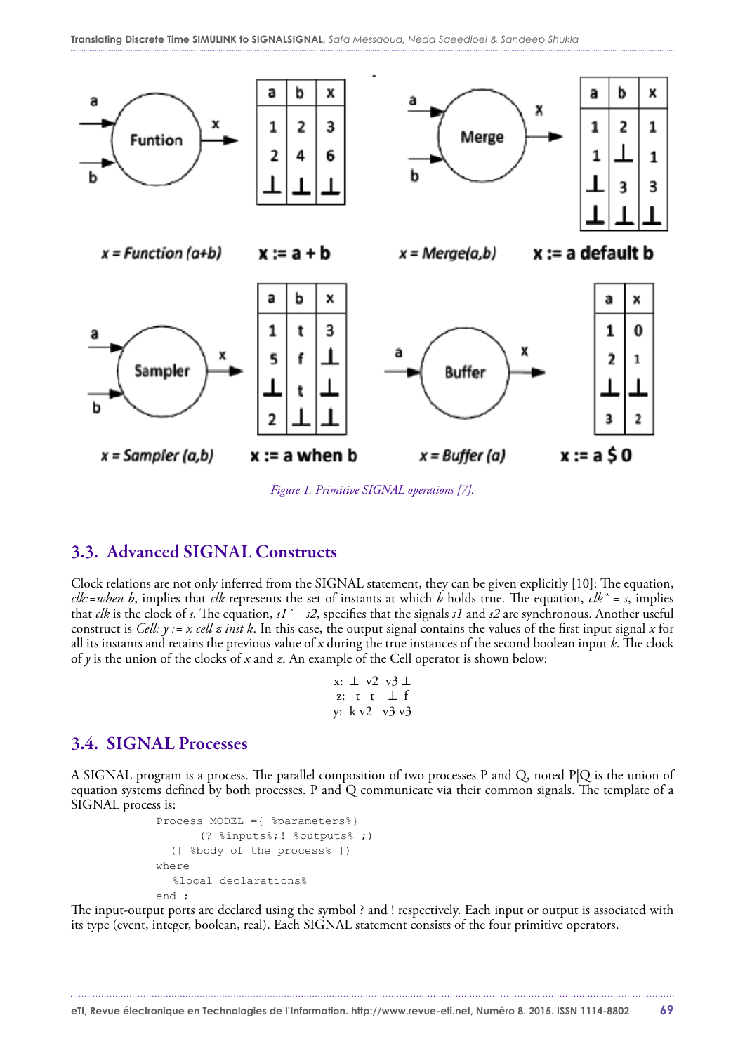| a | b | x |
|---|---|---|
| 1 | 2 | 3 |
| 2 | 4 | 6 |
| ⊥ | ⊥ | ⊥ |

x = Function (a+b) **x := a + b**

| a | b | x |
|---|---|---|
| 1 | 2 | 1 |
| 1 | ⊥ | 1 |
| ⊥ | 3 | 3 |
| ⊥ | ⊥ | ⊥ |

x = Merge(a,b) **x := a default b**

| a | b | x |
|---|---|---|
| 1 | t | 3 |
| 5 | f | ⊥ |
| ⊥ | t | ⊥ |
| 2 | ⊥ | ⊥ |

x = Sampler (a,b) **x := a when b**

| a | x |
|---|---|
| 1 | 0 |
| 2 | 1 |
| ⊥ | ⊥ |
| 3 | 2 |

x = Buffer (a) **x := a $ 0**

*Figure 1. Primitive SIGNAL operations [7].*

## 3.3. Advanced SIGNAL Constructs

Clock relations are not only inferred from the SIGNAL statement, they can be given explicitly [10]: The equation, *clk:=when b*, implies that *clk* represents the set of instants at which *b* holds true. The equation, *clk^ = s*, implies that *clk* is the clock of *s*. The equation, *s1^ = s2*, specifies that the signals *s1* and *s2* are synchronous. Another useful construct is *Cell: y := x cell z init k*. In this case, the output signal contains the values of the first input signal *x* for all its instants and retains the previous value of *x* during the true instances of the second boolean input *k*. The clock of *y* is the union of the clocks of *x* and *z*. An example of the Cell operator is shown below:

```
x:  ⊥  v2  v3 ⊥
z:  t   t   ⊥  f
y:  k  v2   v3 v3
```

## 3.4. SIGNAL Processes

A SIGNAL program is a process. The parallel composition of two processes P and Q, noted P|Q is the union of equation systems defined by both processes. P and Q communicate via their common signals. The template of a SIGNAL process is:

```
Process MODEL ={ %parameters%}
      (? %inputs%;! %outputs% ;)
   (| %body of the process% |)
where
   %local declarations%
end ;
```

The input-output ports are declared using the symbol ? and ! respectively. Each input or output is associated with its type (event, integer, boolean, real). Each SIGNAL statement consists of the four primitive operators.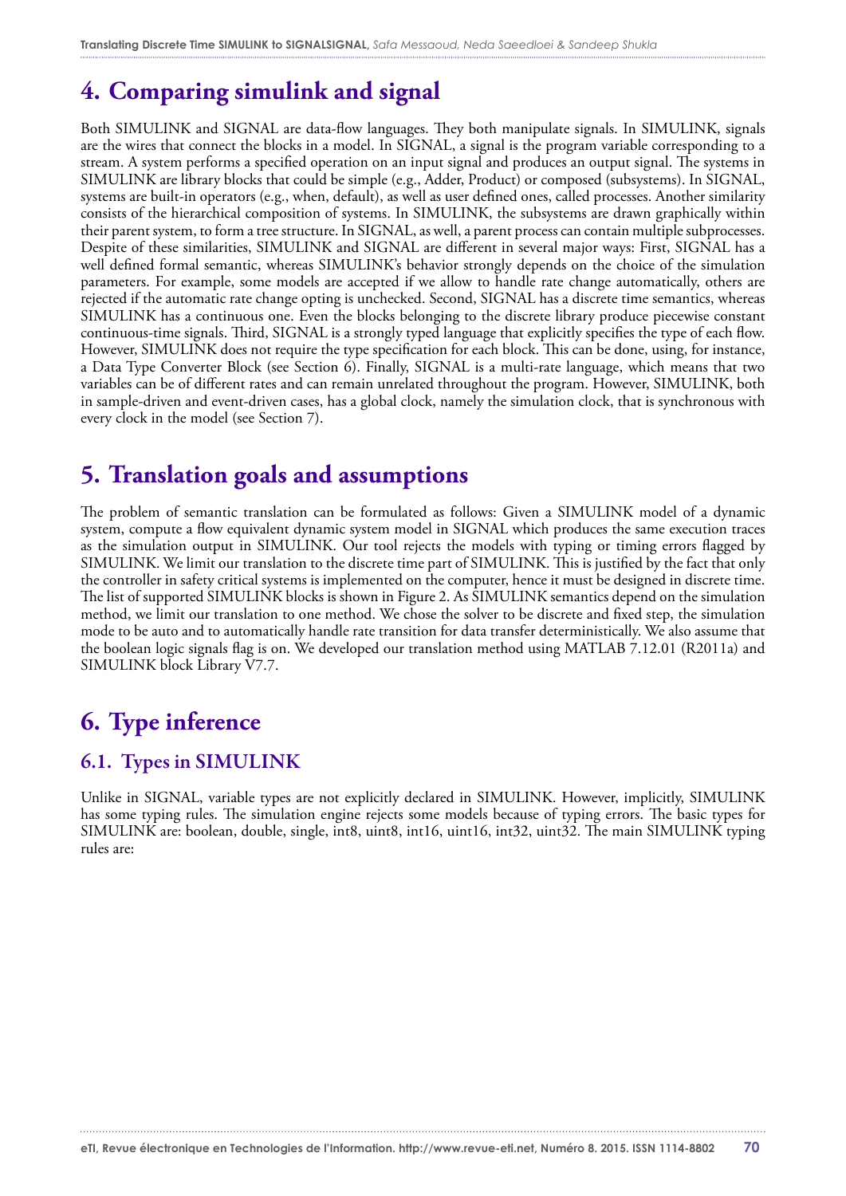# 4. Comparing simulink and signal

Both SIMULINK and SIGNAL are data-flow languages. They both manipulate signals. In SIMULINK, signals are the wires that connect the blocks in a model. In SIGNAL, a signal is the program variable corresponding to a stream. A system performs a specified operation on an input signal and produces an output signal. The systems in SIMULINK are library blocks that could be simple (e.g., Adder, Product) or composed (subsystems). In SIGNAL, systems are built-in operators (e.g., when, default), as well as user defined ones, called processes. Another similarity consists of the hierarchical composition of systems. In SIMULINK, the subsystems are drawn graphically within their parent system, to form a tree structure. In SIGNAL, as well, a parent process can contain multiple subprocesses. Despite of these similarities, SIMULINK and SIGNAL are different in several major ways: First, SIGNAL has a well defined formal semantic, whereas SIMULINK's behavior strongly depends on the choice of the simulation parameters. For example, some models are accepted if we allow to handle rate change automatically, others are rejected if the automatic rate change opting is unchecked. Second, SIGNAL has a discrete time semantics, whereas SIMULINK has a continuous one. Even the blocks belonging to the discrete library produce piecewise constant continuous-time signals. Third, SIGNAL is a strongly typed language that explicitly specifies the type of each flow. However, SIMULINK does not require the type specification for each block. This can be done, using, for instance, a Data Type Converter Block (see Section 6). Finally, SIGNAL is a multi-rate language, which means that two variables can be of different rates and can remain unrelated throughout the program. However, SIMULINK, both in sample-driven and event-driven cases, has a global clock, namely the simulation clock, that is synchronous with every clock in the model (see Section 7).

# 5. Translation goals and assumptions

The problem of semantic translation can be formulated as follows: Given a SIMULINK model of a dynamic system, compute a flow equivalent dynamic system model in SIGNAL which produces the same execution traces as the simulation output in SIMULINK. Our tool rejects the models with typing or timing errors flagged by SIMULINK. We limit our translation to the discrete time part of SIMULINK. This is justified by the fact that only the controller in safety critical systems is implemented on the computer, hence it must be designed in discrete time. The list of supported SIMULINK blocks is shown in Figure 2. As SIMULINK semantics depend on the simulation method, we limit our translation to one method. We chose the solver to be discrete and fixed step, the simulation mode to be auto and to automatically handle rate transition for data transfer deterministically. We also assume that the boolean logic signals flag is on. We developed our translation method using MATLAB 7.12.01 (R2011a) and SIMULINK block Library V7.7.

# 6. Type inference

## 6.1. Types in SIMULINK

Unlike in SIGNAL, variable types are not explicitly declared in SIMULINK. However, implicitly, SIMULINK has some typing rules. The simulation engine rejects some models because of typing errors. The basic types for SIMULINK are: boolean, double, single, int8, uint8, int16, uint16, int32, uint32. The main SIMULINK typing rules are: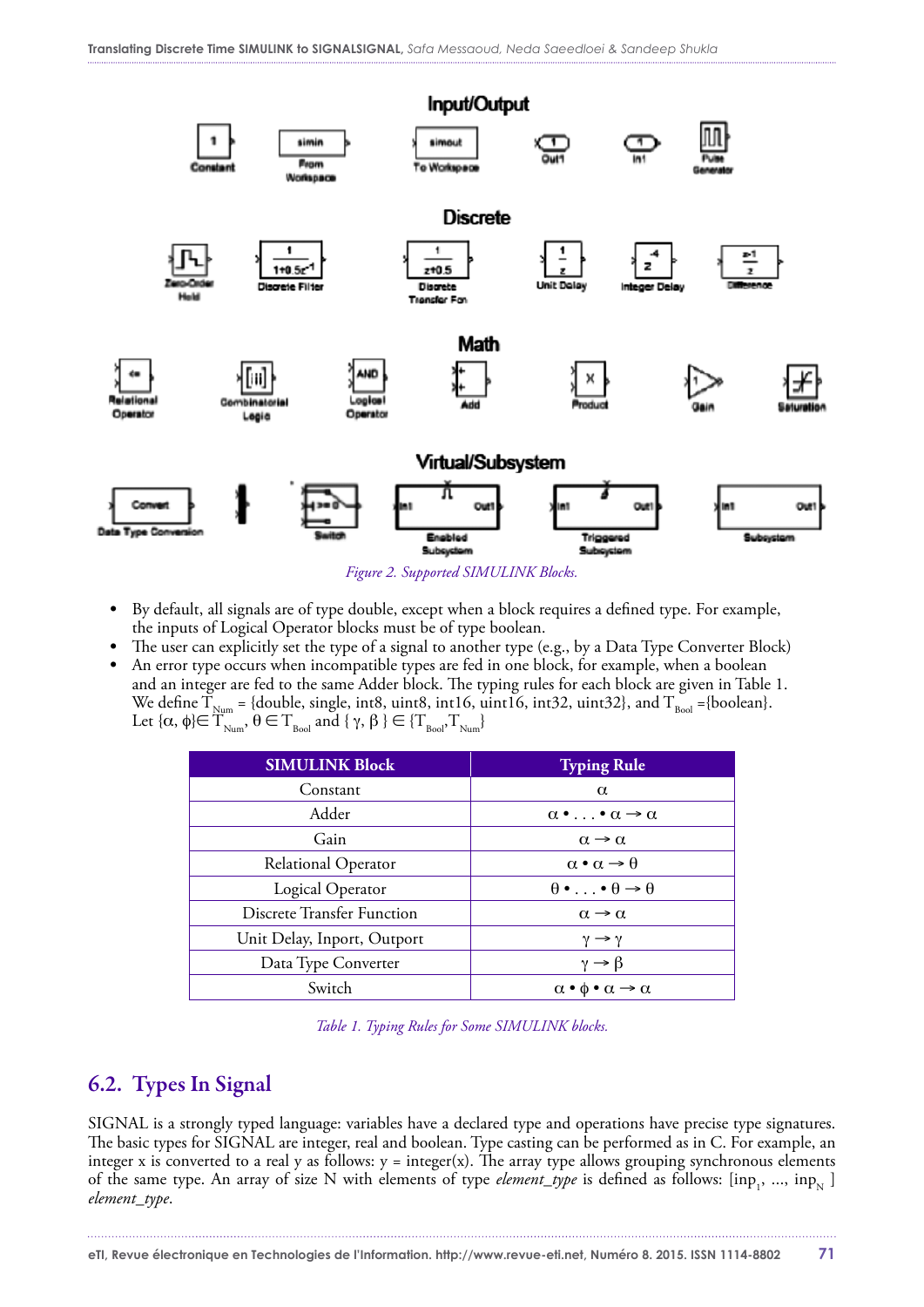Figure 2. Supported SIMULINK Blocks.

- By default, all signals are of type double, except when a block requires a defined type. For example, the inputs of Logical Operator blocks must be of type boolean.
- The user can explicitly set the type of a signal to another type (e.g., by a Data Type Converter Block)
- An error type occurs when incompatible types are fed in one block, for example, when a boolean and an integer are fed to the same Adder block. The typing rules for each block are given in Table 1. We define $T_{Num}$ = {double, single, int8, uint8, int16, uint16, int32, uint32}, and $T_{Bool}$ ={boolean}. Let $\{\alpha, \phi\} \in T_{Num}$, $\theta \in T_{Bool}$ and $\{\gamma, \beta\} \in \{T_{Bool}, T_{Num}\}$

| SIMULINK Block | Typing Rule |
|---|---|
| Constant | $\alpha$ |
| Adder | $\alpha \bullet \ldots \bullet \alpha \rightarrow \alpha$ |
| Gain | $\alpha \rightarrow \alpha$ |
| Relational Operator | $\alpha \bullet \alpha \rightarrow \theta$ |
| Logical Operator | $\theta \bullet \ldots \bullet \theta \rightarrow \theta$ |
| Discrete Transfer Function | $\alpha \rightarrow \alpha$ |
| Unit Delay, Inport, Outport | $\gamma \rightarrow \gamma$ |
| Data Type Converter | $\gamma \rightarrow \beta$ |
| Switch | $\alpha \bullet \phi \bullet \alpha \rightarrow \alpha$ |

Table 1. Typing Rules for Some SIMULINK blocks.

## 6.2. Types In Signal

SIGNAL is a strongly typed language: variables have a declared type and operations have precise type signatures. The basic types for SIGNAL are integer, real and boolean. Type casting can be performed as in C. For example, an integer x is converted to a real y as follows: y = integer(x). The array type allows grouping synchronous elements of the same type. An array of size N with elements of type *element_type* is defined as follows: [$inp_1$, ..., $inp_N$ ] *element_type*.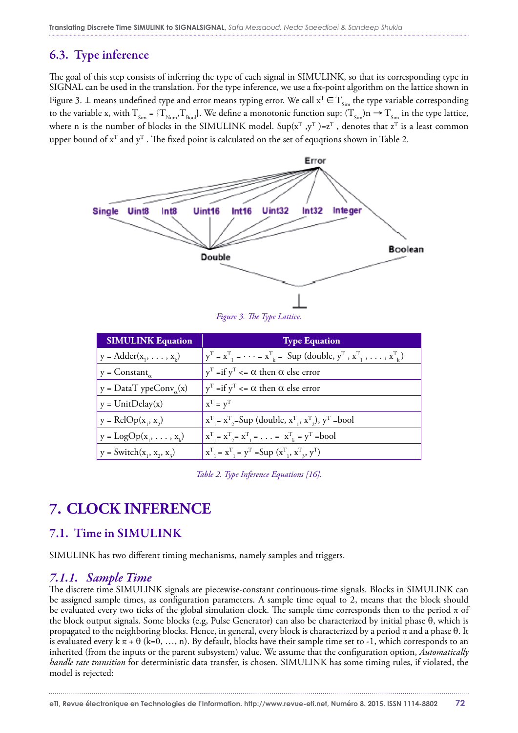## 6.3. Type inference

The goal of this step consists of inferring the type of each signal in SIMULINK, so that its corresponding type in SIGNAL can be used in the translation. For the type inference, we use a fix-point algorithm on the lattice shown in Figure 3. ⊥ means undefined type and error means typing error. We call $x^T \in T_{Sim}$ the type variable corresponding to the variable x, with $T_{Sim} = \{T_{Num}, T_{Bool}\}$. We define a monotonic function sup: $(T_{Sim})n \rightarrow T_{Sim}$ in the type lattice, where n is the number of blocks in the SIMULINK model. Sup($x^T$ ,$y^T$ )=$z^T$ , denotes that $z^T$ is a least common upper bound of $x^T$ and $y^T$ . The fixed point is calculated on the set of equqtions shown in Table 2.

*Figure 3. The Type Lattice.*

| SIMULINK Equation | Type Equation |
|---|---|
| y = Adder($x_1$, . . . , $x_k$) | $y^T = x^T_1 = \cdots = x^T_k =$ Sup (double, $y^T$ , $x^T_1$ , . . . , $x^T_k$) |
| y = Constant$_\alpha$ | $y^T$ =if $y^T <= \alpha$ then $\alpha$ else error |
| y = DataT ypeConv$_\alpha$(x) | $y^T$ =if $y^T <= \alpha$ then $\alpha$ else error |
| y = UnitDelay(x) | $x^T = y^T$ |
| y = RelOp($x_1$, $x_2$) | $x^T_1 = x^T_2$=Sup (double, $x^T_1$, $x^T_2$), $y^T$ =bool |
| y = LogOp($x_1$, . . . , $x_k$) | $x^T_1 = x^T_2 = x^T_1 = \ldots = x^T_k = y^T$ =bool |
| y = Switch($x_1$, $x_2$, $x_3$) | $x^T_1 = x^T_1 = y^T$ =Sup ($x^T_1$, $x^T_3$, $y^T$) |

*Table 2. Type Inference Equations [16].*

# 7. CLOCK INFERENCE

## 7.1. Time in SIMULINK

SIMULINK has two different timing mechanisms, namely samples and triggers.

### *7.1.1. Sample Time*

The discrete time SIMULINK signals are piecewise-constant continuous-time signals. Blocks in SIMULINK can be assigned sample times, as configuration parameters. A sample time equal to 2, means that the block should be evaluated every two ticks of the global simulation clock. The sample time corresponds then to the period $\pi$ of the block output signals. Some blocks (e.g, Pulse Generator) can also be characterized by initial phase $\theta$, which is propagated to the neighboring blocks. Hence, in general, every block is characterized by a period $\pi$ and a phase $\theta$. It is evaluated every $k\,\pi + \theta$ (k=0, …, n). By default, blocks have their sample time set to -1, which corresponds to an inherited (from the inputs or the parent subsystem) value. We assume that the configuration option, *Automatically handle rate transition* for deterministic data transfer, is chosen. SIMULINK has some timing rules, if violated, the model is rejected: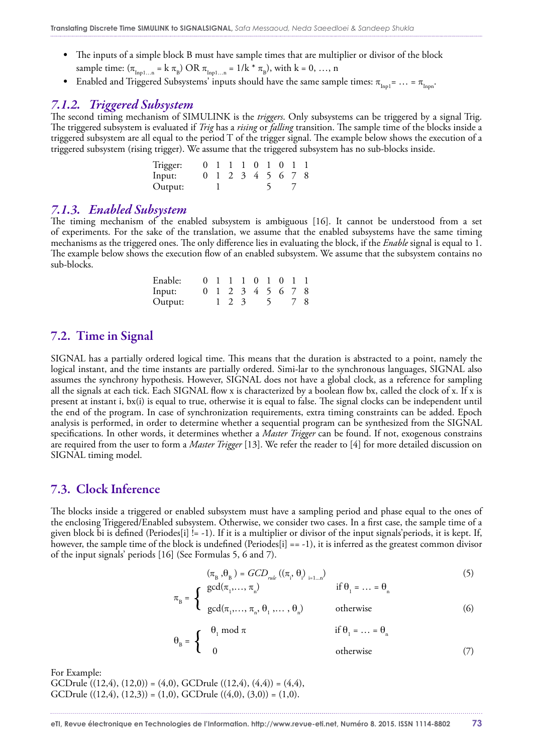- The inputs of a simple block B must have sample times that are multiplier or divisor of the block sample time: ($\pi_{\text{Inp1...n}} = k\,\pi_B$) OR $\pi_{\text{Inp1...n}} = 1/k * \pi_B$), with k = 0, …, n
- Enabled and Triggered Subsystems' inputs should have the same sample times: $\pi_{\text{Inp1}} = \ldots = \pi_{\text{Inpn}}$.

### *7.1.2. Triggered Subsystem*

The second timing mechanism of SIMULINK is the ***triggers***. Only subsystems can be triggered by a signal Trig. The triggered subsystem is evaluated if *Trig* has a *rising* or *falling* transition. The sample time of the blocks inside a triggered subsystem are all equal to the period T of the trigger signal. The example below shows the execution of a triggered subsystem (rising trigger). We assume that the triggered subsystem has no sub-blocks inside.

| | | | | | | | | | |
|---|---|---|---|---|---|---|---|---|---|
| Trigger: | 0 | 1 | 1 | 1 | 0 | 1 | 0 | 1 | 1 |
| Input: | 0 | 1 | 2 | 3 | 4 | 5 | 6 | 7 | 8 |
| Output: | | 1 | | | | 5 | | 7 | |

### *7.1.3. Enabled Subsystem*

The timing mechanism of the enabled subsystem is ambiguous [16]. It cannot be understood from a set of experiments. For the sake of the translation, we assume that the enabled subsystems have the same timing mechanisms as the triggered ones. The only difference lies in evaluating the block, if the *Enable* signal is equal to 1. The example below shows the execution flow of an enabled subsystem. We assume that the subsystem contains no sub-blocks.

| | | | | | | | | | |
|---|---|---|---|---|---|---|---|---|---|
| Enable: | 0 | 1 | 1 | 1 | 0 | 1 | 0 | 1 | 1 |
| Input: | 0 | 1 | 2 | 3 | 4 | 5 | 6 | 7 | 8 |
| Output: | | 1 | 2 | 3 | | 5 | | 7 | 8 |

## 7.2. Time in Signal

SIGNAL has a partially ordered logical time. This means that the duration is abstracted to a point, namely the logical instant, and the time instants are partially ordered. Simi-lar to the synchronous languages, SIGNAL also assumes the synchrony hypothesis. However, SIGNAL does not have a global clock, as a reference for sampling all the signals at each tick. Each SIGNAL flow x is characterized by a boolean flow bx, called the clock of x. If x is present at instant i, bx(i) is equal to true, otherwise it is equal to false. The signal clocks can be independent until the end of the program. In case of synchronization requirements, extra timing constraints can be added. Epoch analysis is performed, in order to determine whether a sequential program can be synthesized from the SIGNAL specifications. In other words, it determines whether a *Master Trigger* can be found. If not, exogenous constrains are required from the user to form a *Master Trigger* [13]. We refer the reader to [4] for more detailed discussion on SIGNAL timing model.

## 7.3. Clock Inference

The blocks inside a triggered or enabled subsystem must have a sampling period and phase equal to the ones of the enclosing Triggered/Enabled subsystem. Otherwise, we consider two cases. In a first case, the sample time of a given block bi is defined (Periodes[i] != -1). If it is a multiplier or divisor of the input signals'periods, it is kept. If, however, the sample time of the block is undefined (Periodes[i] == -1), it is inferred as the greatest common divisor of the input signals' periods [16] (See Formulas 5, 6 and 7).

$$(\pi_B, \theta_B) = GCD_{rule}\left((\pi_i, \theta)_{i=1\ldots n}\right) \tag{5}$$

$$\pi_B = \begin{cases} \gcd(\pi_1, \ldots, \pi_n) & \text{if } \theta_1 = \ldots = \theta_n \\ \gcd(\pi_1, \ldots, \pi_n, \theta_1, \ldots, \theta_n) & \text{otherwise} \end{cases} \tag{6}$$

$$\theta_B = \begin{cases} \theta_1 \bmod \pi & \text{if } \theta_1 = \ldots = \theta_n \\ 0 & \text{otherwise} \end{cases} \tag{7}$$

For Example:
GCDrule ((12,4), (12,0)) = (4,0), GCDrule ((12,4), (4,4)) = (4,4),
GCDrule ((12,4), (12,3)) = (1,0), GCDrule ((4,0), (3,0)) = (1,0).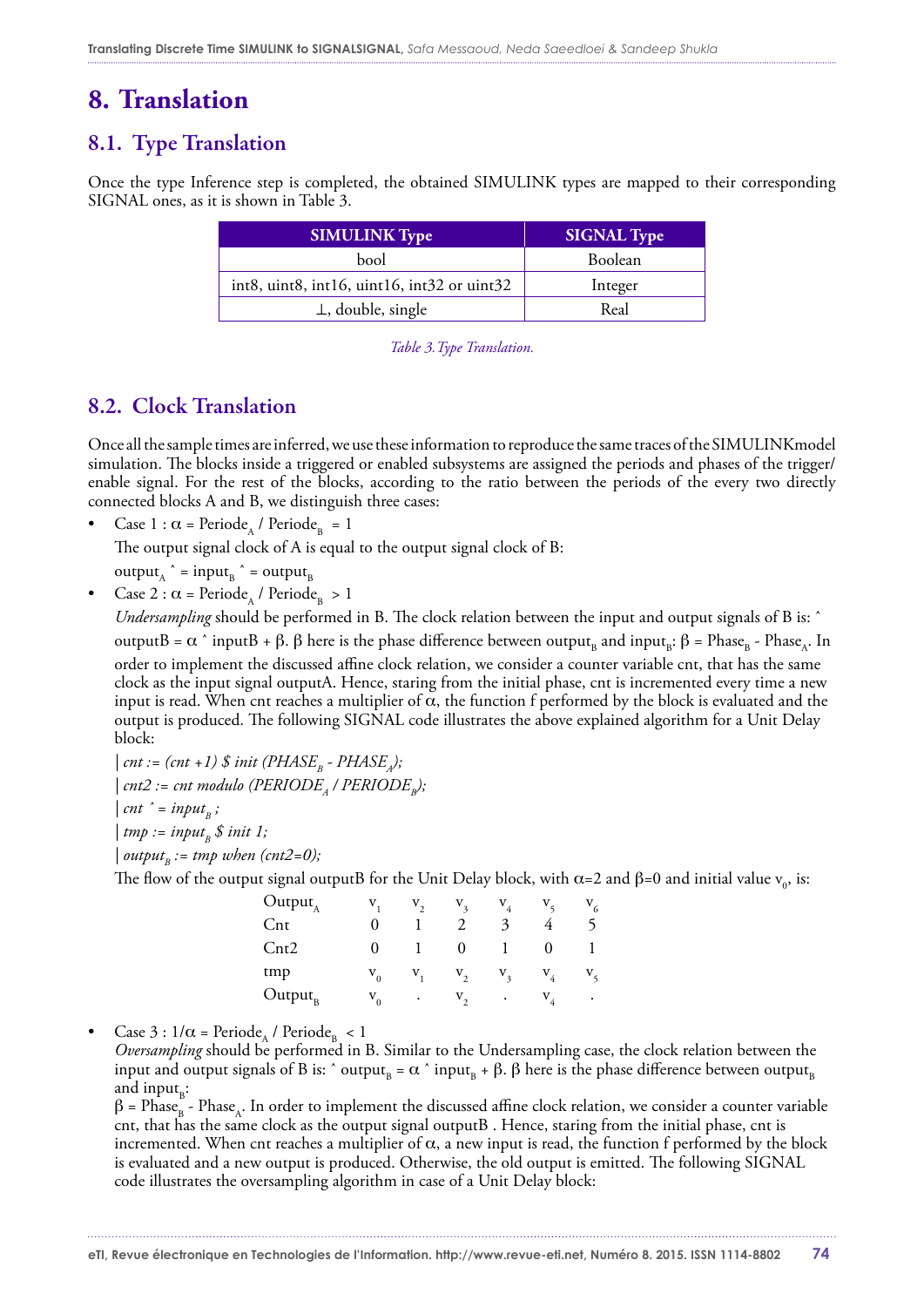# 8. Translation

## 8.1. Type Translation

Once the type Inference step is completed, the obtained SIMULINK types are mapped to their corresponding SIGNAL ones, as it is shown in Table 3.

| SIMULINK Type | SIGNAL Type |
|---|---|
| bool | Boolean |
| int8, uint8, int16, uint16, int32 or uint32 | Integer |
| ⊥, double, single | Real |

*Table 3. Type Translation.*

## 8.2. Clock Translation

Once all the sample times are inferred, we use these information to reproduce the same traces of the SIMULINKmodel simulation. The blocks inside a triggered or enabled subsystems are assigned the periods and phases of the trigger/ enable signal. For the rest of the blocks, according to the ratio between the periods of the every two directly connected blocks A and B, we distinguish three cases:

- Case 1 : $\alpha$ = $Periode_A$ / $Periode_B$ = 1

  The output signal clock of A is equal to the output signal clock of B:

  $output_A$ ˆ = $input_B$ ˆ = $output_B$

- Case 2 : $\alpha$ = $Periode_A$ / $Periode_B$ > 1

  *Undersampling* should be performed in B. The clock relation between the input and output signals of B is: ˆ outputB = $\alpha$ ˆ inputB + $\beta$. $\beta$ here is the phase difference between $output_B$ and $input_B$: $\beta$ = $Phase_B$ - $Phase_A$. In order to implement the discussed affine clock relation, we consider a counter variable cnt, that has the same clock as the input signal outputA. Hence, staring from the initial phase, cnt is incremented every time a new input is read. When cnt reaches a multiplier of $\alpha$, the function f performed by the block is evaluated and the output is produced. The following SIGNAL code illustrates the above explained algorithm for a Unit Delay block:

  *| cnt := (cnt +1) $ init ($PHASE_B$ - $PHASE_A$);*

  *| cnt2 := cnt modulo ($PERIODE_A$ / $PERIODE_B$);*

  *| cnt ˆ= $input_B$ ;*

  *| tmp := $input_B$ $ init 1;*

  *| $output_B$ := tmp when (cnt2=0);*

  The flow of the output signal outputB for the Unit Delay block, with $\alpha$=2 and $\beta$=0 and initial value $v_0$, is:

  | | | | | | | |
  |---|---|---|---|---|---|---|
  | $Output_A$ | $v_1$ | $v_2$ | $v_3$ | $v_4$ | $v_5$ | $v_6$ |
  | Cnt | 0 | 1 | 2 | 3 | 4 | 5 |
  | Cnt2 | 0 | 1 | 0 | 1 | 0 | 1 |
  | tmp | $v_0$ | $v_1$ | $v_2$ | $v_3$ | $v_4$ | $v_5$ |
  | $Output_B$ | $v_0$ | . | $v_2$ | . | $v_4$ | . |

- Case 3 : 1/$\alpha$ = $Periode_A$ / $Periode_B$ < 1

  *Oversampling* should be performed in B. Similar to the Undersampling case, the clock relation between the input and output signals of B is: ˆ $output_B$ = $\alpha$ ˆ $input_B$ + $\beta$. $\beta$ here is the phase difference between $output_B$ and $input_B$:

  $\beta$ = $Phase_B$ - $Phase_A$. In order to implement the discussed affine clock relation, we consider a counter variable cnt, that has the same clock as the output signal outputB . Hence, staring from the initial phase, cnt is incremented. When cnt reaches a multiplier of $\alpha$, a new input is read, the function f performed by the block is evaluated and a new output is produced. Otherwise, the old output is emitted. The following SIGNAL code illustrates the oversampling algorithm in case of a Unit Delay block: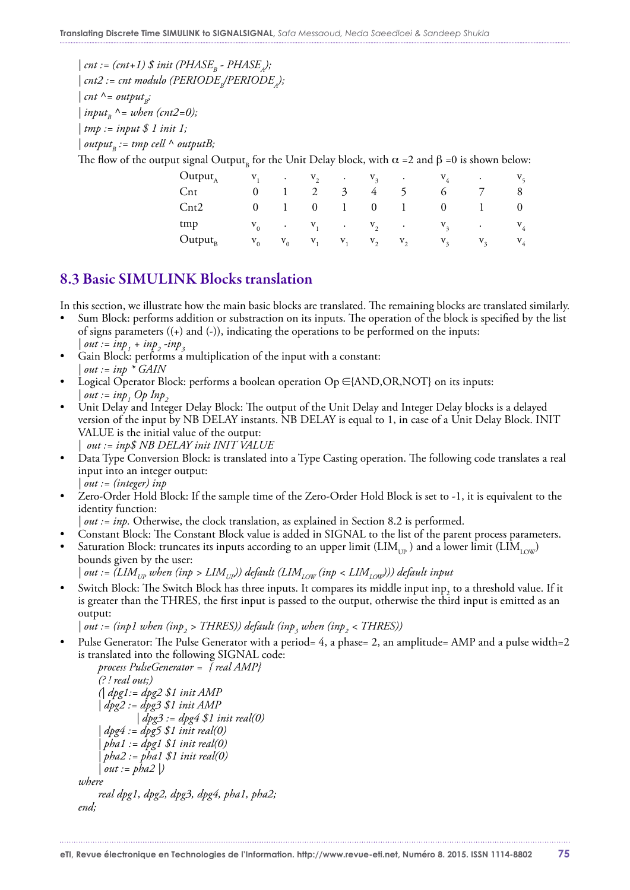| cnt := (cnt+1) $ init ($PHASE_B$ - $PHASE_A$);

| cnt2 := cnt modulo ($PERIODE_B$/$PERIODE_A$);

| cnt ^= $output_B$;

| $input_B$ ^= when (cnt2=0);

| tmp := input $ 1 init 1;

| $output_B$ := tmp cell ^ outputB;

The flow of the output signal $Output_B$ for the Unit Delay block, with $\alpha$ =2 and $\beta$ =0 is shown below:

| | | | | | | | | | |
|---|---|---|---|---|---|---|---|---|---|
| $Output_A$ | $v_1$ | . | $v_2$ | . | $v_3$ | . | $v_4$ | . | $v_5$ |
| Cnt | 0 | 1 | 2 | 3 | 4 | 5 | 6 | 7 | 8 |
| Cnt2 | 0 | 1 | 0 | 1 | 0 | 1 | 0 | 1 | 0 |
| tmp | $v_0$ | . | $v_1$ | . | $v_2$ | . | $v_3$ | . | $v_4$ |
| $Output_B$ | $v_0$ | $v_0$ | $v_1$ | $v_1$ | $v_2$ | $v_2$ | $v_3$ | $v_3$ | $v_4$ |

## 8.3 Basic SIMULINK Blocks translation

In this section, we illustrate how the main basic blocks are translated. The remaining blocks are translated similarly.

- Sum Block: performs addition or substraction on its inputs. The operation of the block is specified by the list of signs parameters ((+) and (-)), indicating the operations to be performed on the inputs:
  | out := $inp_1$ + $inp_2$ -$inp_3$
- Gain Block: performs a multiplication of the input with a constant:
  | out := inp * GAIN
- Logical Operator Block: performs a boolean operation Op ∈{AND,OR,NOT} on its inputs:
  | out := $inp_1$ Op $Inp_2$
- Unit Delay and Integer Delay Block: The output of the Unit Delay and Integer Delay blocks is a delayed version of the input by NB DELAY instants. NB DELAY is equal to 1, in case of a Unit Delay Block. INIT VALUE is the initial value of the output:
  | out := inp$ NB DELAY init INIT VALUE
- Data Type Conversion Block: is translated into a Type Casting operation. The following code translates a real input into an integer output:
  | out := (integer) inp
- Zero-Order Hold Block: If the sample time of the Zero-Order Hold Block is set to -1, it is equivalent to the identity function:
  | out := inp. Otherwise, the clock translation, as explained in Section 8.2 is performed.
- Constant Block: The Constant Block value is added in SIGNAL to the list of the parent process parameters.
- Saturation Block: truncates its inputs according to an upper limit ($LIM_{UP}$) and a lower limit ($LIM_{LOW}$) bounds given by the user:
  | out := ($LIM_{UP}$ when (inp > $LIM_{UP}$)) default ($LIM_{LOW}$ (inp < $LIM_{LOW}$))) default input
- Switch Block: The Switch Block has three inputs. It compares its middle input $inp_2$ to a threshold value. If it is greater than the THRES, the first input is passed to the output, otherwise the third input is emitted as an output:
  | out := (inp1 when ($inp_2$ > THRES)) default ($inp_3$ when ($inp_2$ < THRES))
- Pulse Generator: The Pulse Generator with a period= 4, a phase= 2, an amplitude= AMP and a pulse width=2 is translated into the following SIGNAL code:

```
    process PulseGenerator = { real AMP}
    (? ! real out;)
    (| dpg1:= dpg2 $1 init AMP
    | dpg2 := dpg3 $1 init AMP
            | dpg3 := dpg4 $1 init real(0)
    | dpg4 := dpg5 $1 init real(0)
    | pha1 := dpg1 $1 init real(0)
    | pha2 := pha1 $1 init real(0)
    | out := pha2 |)
where
    real dpg1, dpg2, dpg3, dpg4, pha1, pha2;
end;
```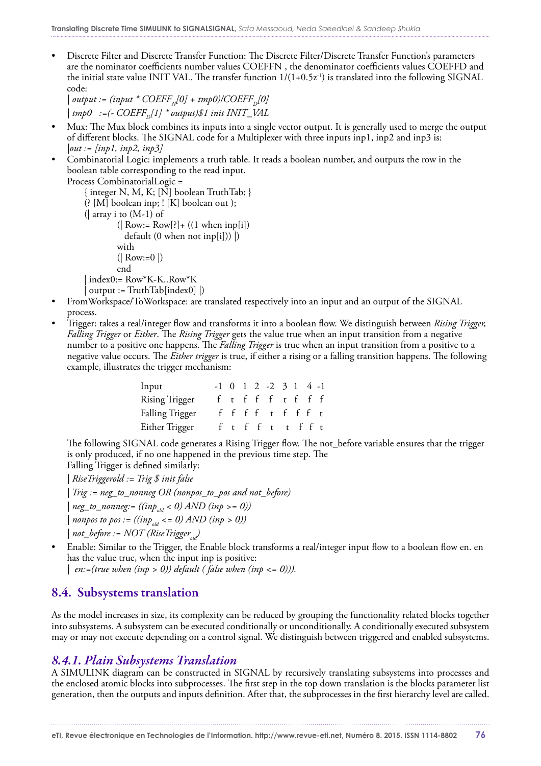- Discrete Filter and Discrete Transfer Function: The Discrete Filter/Discrete Transfer Function's parameters are the nominator coefficients number values COEFFN , the denominator coefficients values COEFFD and the initial state value INIT VAL. The transfer function $1/(1+0.5z^{-1})$ is translated into the following SIGNAL code:

  *| output := (input * $COEFF_N$[0] + tmp0)/$COEFF_D$[0]*

  *| tmp0 :=(- $COEFF_D$[1] * output)$1 init INIT_VAL*
- Mux: The Mux block combines its inputs into a single vector output. It is generally used to merge the output of different blocks. The SIGNAL code for a Multiplexer with three inputs inp1, inp2 and inp3 is:

  *|out := [inp1, inp2, inp3]*
- Combinatorial Logic: implements a truth table. It reads a boolean number, and outputs the row in the boolean table corresponding to the read input.

```
Process CombinatorialLogic =
    { integer N, M, K; [N] boolean TruthTab; }
    (? [M] boolean inp; ! [K] boolean out );
    (| array i to (M-1) of
            (| Row:= Row[?]+ ((1 when inp[i])
              default (0 when not inp[i])) |)
            with
            (| Row:=0 |)
            end
    | index0:= Row*K-K..Row*K
    | output := TruthTab[index0] |)
```

- FromWorkspace/ToWorkspace: are translated respectively into an input and an output of the SIGNAL process.
- Trigger: takes a real/integer flow and transforms it into a boolean flow. We distinguish between *Rising Trigger, Falling Trigger* or *Either*. The *Rising Trigger* gets the value true when an input transition from a negative number to a positive one happens. The *Falling Trigger* is true when an input transition from a positive to a negative value occurs. The *Either trigger* is true, if either a rising or a falling transition happens. The following example, illustrates the trigger mechanism:

| Input | -1 | 0 | 1 | 2 | -2 | 3 | 1 | 4 | -1 |
|---|---|---|---|---|---|---|---|---|---|
| Rising Trigger | f | t | f | f | f | t | f | f | f |
| Falling Trigger | f | f | f | f | t | f | f | f | t |
| Either Trigger | f | t | f | f | t | t | f | f | t |

  The following SIGNAL code generates a Rising Trigger flow. The not_before variable ensures that the trigger is only produced, if no one happened in the previous time step. The Falling Trigger is defined similarly:

  *| RiseTriggerold := Trig $ init false*

  *| Trig := neg_to_nonneg OR (nonpos_to_pos and not_before)*

  *| neg_to_nonneg:= (($inp_{old}$ < 0) AND (inp >= 0))*

  *| nonpos to pos := (($inp_{old}$ <= 0) AND (inp > 0))*

  *| not_before := NOT ($RiseTrigger_{old}$)*
- Enable: Similar to the Trigger, the Enable block transforms a real/integer input flow to a boolean flow en. en has the value true, when the input inp is positive:

  *| en:=(true when (inp > 0)) default ( false when (inp <= 0))).*

## 8.4. Subsystems translation

As the model increases in size, its complexity can be reduced by grouping the functionality related blocks together into subsystems. A subsystem can be executed conditionally or unconditionally. A conditionally executed subsystem may or may not execute depending on a control signal. We distinguish between triggered and enabled subsystems.

### *8.4.1. Plain Subsystems Translation*

A SIMULINK diagram can be constructed in SIGNAL by recursively translating subsystems into processes and the enclosed atomic blocks into subprocesses. The first step in the top down translation is the blocks parameter list generation, then the outputs and inputs definition. After that, the subprocesses in the first hierarchy level are called.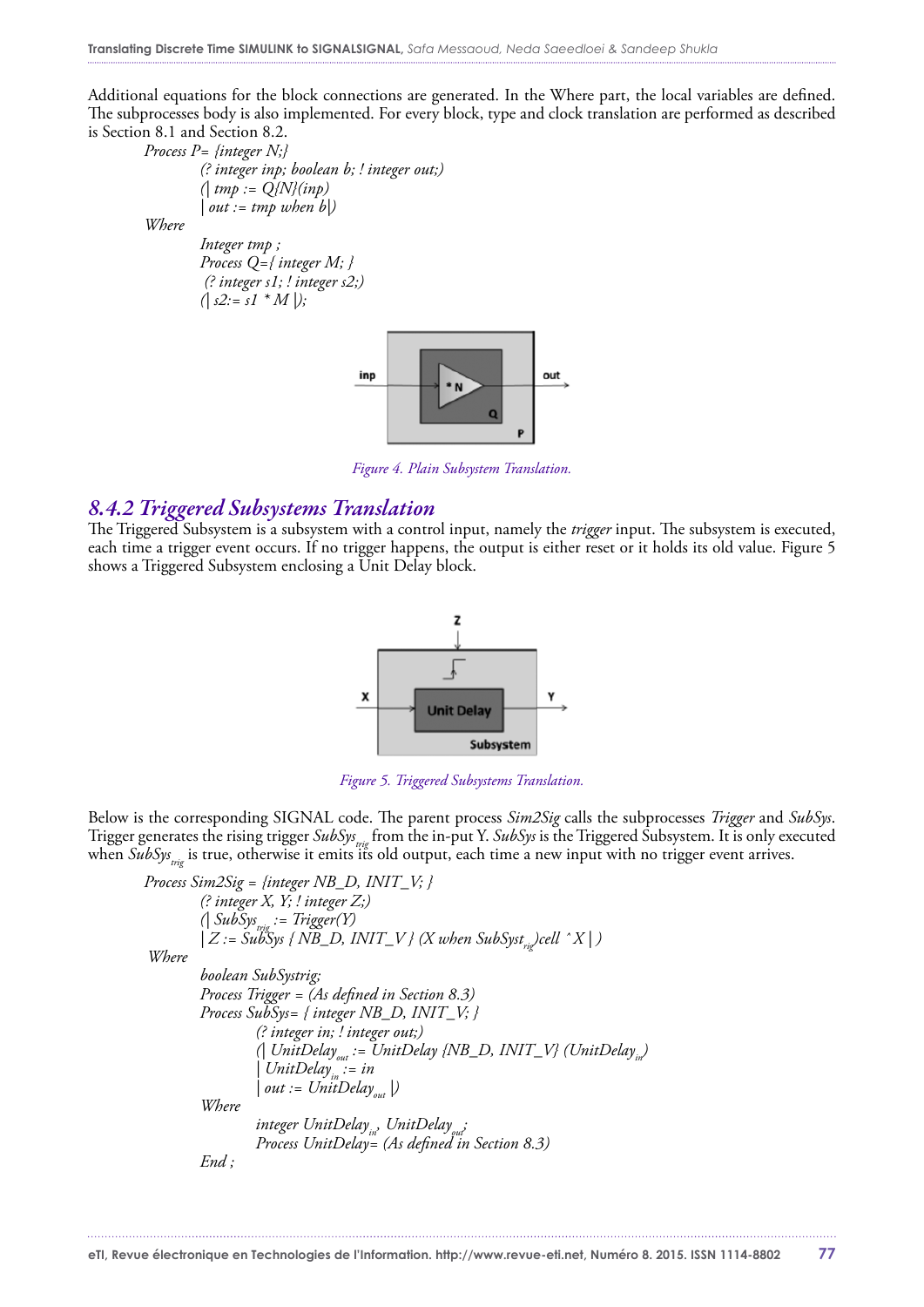Additional equations for the block connections are generated. In the Where part, the local variables are defined. The subprocesses body is also implemented. For every block, type and clock translation are performed as described is Section 8.1 and Section 8.2.

```
Process P= {integer N;}
        (? integer inp; boolean b; ! integer out;)
        (| tmp := Q{N}(inp)
        | out := tmp when b|)
Where
        Integer tmp ;
        Process Q={ integer M; }
         (? integer s1; ! integer s2;)
        (| s2:= s1 * M |);
```

*Figure 4. Plain Subsystem Translation.*

## 8.4.2 Triggered Subsystems Translation

The Triggered Subsystem is a subsystem with a control input, namely the *trigger* input. The subsystem is executed, each time a trigger event occurs. If no trigger happens, the output is either reset or it holds its old value. Figure 5 shows a Triggered Subsystem enclosing a Unit Delay block.

*Figure 5. Triggered Subsystems Translation.*

Below is the corresponding SIGNAL code. The parent process *Sim2Sig* calls the subprocesses *Trigger* and *SubSys*. Trigger generates the rising trigger $SubSys_{trig}$ from the in-put Y. *SubSys* is the Triggered Subsystem. It is only executed when $SubSys_{trig}$ is true, otherwise it emits its old output, each time a new input with no trigger event arrives.

```
Process Sim2Sig = {integer NB_D, INIT_V; }
        (? integer X, Y; ! integer Z;)
        (| SubSys_trig := Trigger(Y)
        | Z := SubSys { NB_D, INIT_V } (X when SubSyst_rig)cell ^X | )
 Where
        boolean SubSystrig;
        Process Trigger = (As defined in Section 8.3)
        Process SubSys= { integer NB_D, INIT_V; }
                (? integer in; ! integer out;)
                (| UnitDelay_out := UnitDelay {NB_D, INIT_V} (UnitDelay_in)
                | UnitDelay_in := in
                | out := UnitDelay_out |)
        Where
                integer UnitDelay_in, UnitDelay_out;
                Process UnitDelay= (As defined in Section 8.3)
        End ;
```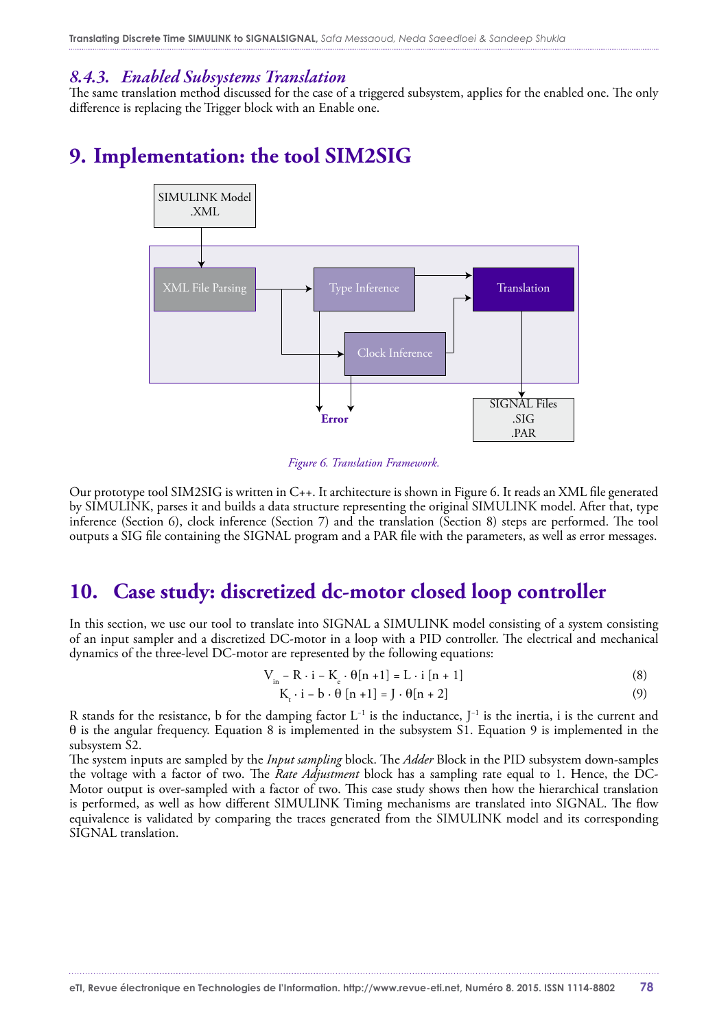### 8.4.3. *Enabled Subsystems Translation*

The same translation method discussed for the case of a triggered subsystem, applies for the enabled one. The only difference is replacing the Trigger block with an Enable one.

## 9. Implementation: the tool SIM2SIG

*Figure 6. Translation Framework.*

Our prototype tool SIM2SIG is written in C++. It architecture is shown in Figure 6. It reads an XML file generated by SIMULINK, parses it and builds a data structure representing the original SIMULINK model. After that, type inference (Section 6), clock inference (Section 7) and the translation (Section 8) steps are performed. The tool outputs a SIG file containing the SIGNAL program and a PAR file with the parameters, as well as error messages.

## 10. Case study: discretized dc-motor closed loop controller

In this section, we use our tool to translate into SIGNAL a SIMULINK model consisting of a system consisting of an input sampler and a discretized DC-motor in a loop with a PID controller. The electrical and mechanical dynamics of the three-level DC-motor are represented by the following equations:

$$V_{in} - R \cdot i - K_e \cdot \theta[n+1] = L \cdot i\,[n+1] \qquad (8)$$

$$K_t \cdot i - b \cdot \theta\,[n+1] = J \cdot \theta[n+2] \qquad (9)$$

R stands for the resistance, b for the damping factor $L^{-1}$ is the inductance, $J^{-1}$ is the inertia, i is the current and $\theta$ is the angular frequency. Equation 8 is implemented in the subsystem S1. Equation 9 is implemented in the subsystem S2.

The system inputs are sampled by the *Input sampling* block. The *Adder* Block in the PID subsystem down-samples the voltage with a factor of two. The *Rate Adjustment* block has a sampling rate equal to 1. Hence, the DC-Motor output is over-sampled with a factor of two. This case study shows then how the hierarchical translation is performed, as well as how different SIMULINK Timing mechanisms are translated into SIGNAL. The flow equivalence is validated by comparing the traces generated from the SIMULINK model and its corresponding SIGNAL translation.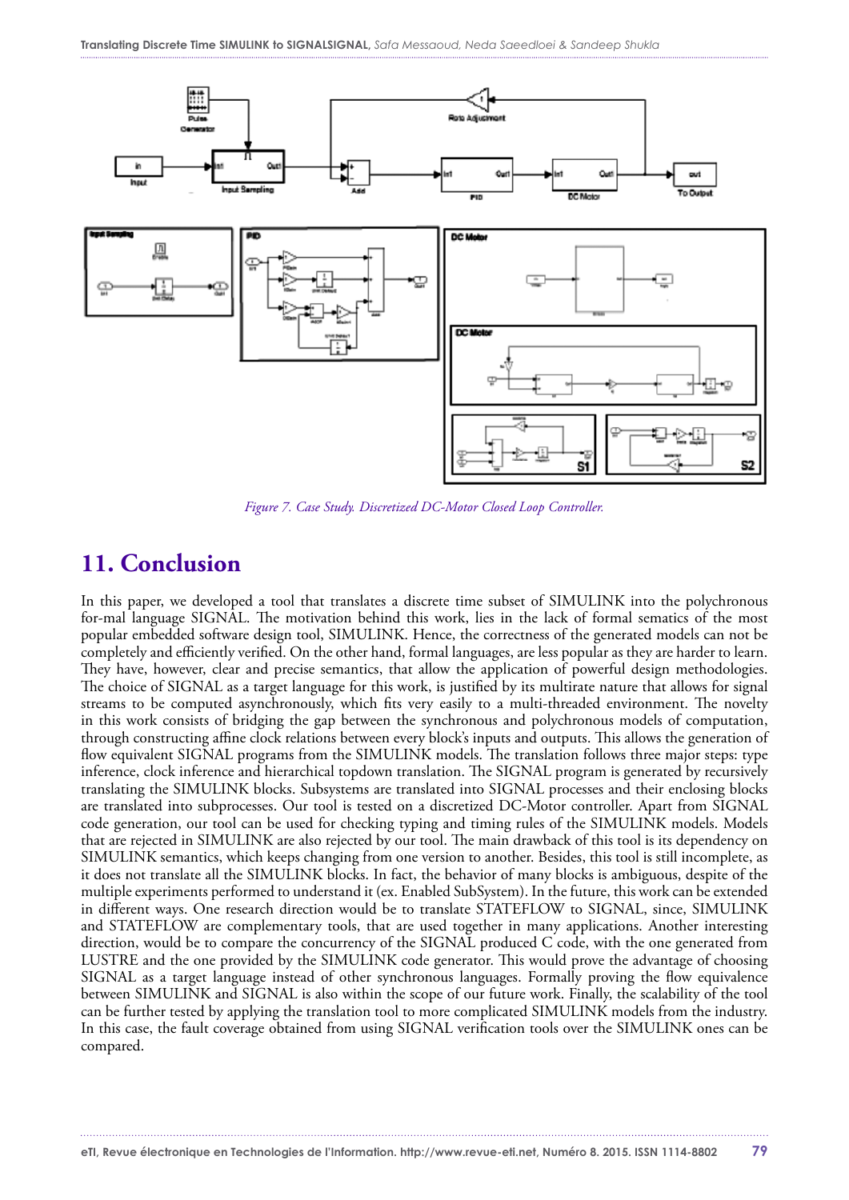*Figure 7. Case Study. Discretized DC-Motor Closed Loop Controller.*

## 11. Conclusion

In this paper, we developed a tool that translates a discrete time subset of SIMULINK into the polychronous for-mal language SIGNAL. The motivation behind this work, lies in the lack of formal sematics of the most popular embedded software design tool, SIMULINK. Hence, the correctness of the generated models can not be completely and efficiently verified. On the other hand, formal languages, are less popular as they are harder to learn. They have, however, clear and precise semantics, that allow the application of powerful design methodologies. The choice of SIGNAL as a target language for this work, is justified by its multirate nature that allows for signal streams to be computed asynchronously, which fits very easily to a multi-threaded environment. The novelty in this work consists of bridging the gap between the synchronous and polychronous models of computation, through constructing affine clock relations between every block's inputs and outputs. This allows the generation of flow equivalent SIGNAL programs from the SIMULINK models. The translation follows three major steps: type inference, clock inference and hierarchical topdown translation. The SIGNAL program is generated by recursively translating the SIMULINK blocks. Subsystems are translated into SIGNAL processes and their enclosing blocks are translated into subprocesses. Our tool is tested on a discretized DC-Motor controller. Apart from SIGNAL code generation, our tool can be used for checking typing and timing rules of the SIMULINK models. Models that are rejected in SIMULINK are also rejected by our tool. The main drawback of this tool is its dependency on SIMULINK semantics, which keeps changing from one version to another. Besides, this tool is still incomplete, as it does not translate all the SIMULINK blocks. In fact, the behavior of many blocks is ambiguous, despite of the multiple experiments performed to understand it (ex. Enabled SubSystem). In the future, this work can be extended in different ways. One research direction would be to translate STATEFLOW to SIGNAL, since, SIMULINK and STATEFLOW are complementary tools, that are used together in many applications. Another interesting direction, would be to compare the concurrency of the SIGNAL produced C code, with the one generated from LUSTRE and the one provided by the SIMULINK code generator. This would prove the advantage of choosing SIGNAL as a target language instead of other synchronous languages. Formally proving the flow equivalence between SIMULINK and SIGNAL is also within the scope of our future work. Finally, the scalability of the tool can be further tested by applying the translation tool to more complicated SIMULINK models from the industry. In this case, the fault coverage obtained from using SIGNAL verification tools over the SIMULINK ones can be compared.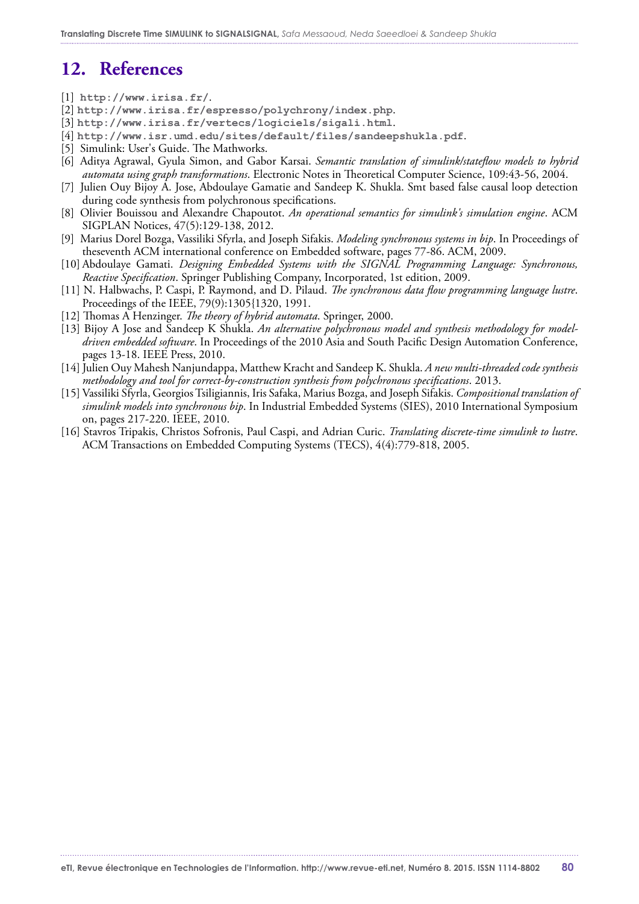# 12. References

[1] **http://www.irisa.fr/**.

[2] **http://www.irisa.fr/espresso/polychrony/index.php**.

[3] **http://www.irisa.fr/vertecs/logiciels/sigali.html**.

[4] **http://www.isr.umd.edu/sites/default/files/sandeepshukla.pdf**.

[5] Simulink: User's Guide. The Mathworks.

[6] Aditya Agrawal, Gyula Simon, and Gabor Karsai. *Semantic translation of simulink/stateflow models to hybrid automata using graph transformations*. Electronic Notes in Theoretical Computer Science, 109:43-56, 2004.

[7] Julien Ouy Bijoy A. Jose, Abdoulaye Gamatie and Sandeep K. Shukla. Smt based false causal loop detection during code synthesis from polychronous specifications.

[8] Olivier Bouissou and Alexandre Chapoutot. *An operational semantics for simulink's simulation engine*. ACM SIGPLAN Notices, 47(5):129-138, 2012.

[9] Marius Dorel Bozga, Vassiliki Sfyrla, and Joseph Sifakis. *Modeling synchronous systems in bip*. In Proceedings of theseventh ACM international conference on Embedded software, pages 77-86. ACM, 2009.

[10] Abdoulaye Gamati. *Designing Embedded Systems with the SIGNAL Programming Language: Synchronous, Reactive Specification*. Springer Publishing Company, Incorporated, 1st edition, 2009.

[11] N. Halbwachs, P. Caspi, P. Raymond, and D. Pilaud. *The synchronous data flow programming language lustre*. Proceedings of the IEEE, 79(9):1305{1320, 1991.

[12] Thomas A Henzinger. *The theory of hybrid automata*. Springer, 2000.

[13] Bijoy A Jose and Sandeep K Shukla. *An alternative polychronous model and synthesis methodology for model-driven embedded software*. In Proceedings of the 2010 Asia and South Pacific Design Automation Conference, pages 13-18. IEEE Press, 2010.

[14] Julien Ouy Mahesh Nanjundappa, Matthew Kracht and Sandeep K. Shukla. *A new multi-threaded code synthesis methodology and tool for correct-by-construction synthesis from polychronous specifications*. 2013.

[15] Vassiliki Sfyrla, Georgios Tsiligiannis, Iris Safaka, Marius Bozga, and Joseph Sifakis. *Compositional translation of simulink models into synchronous bip*. In Industrial Embedded Systems (SIES), 2010 International Symposium on, pages 217-220. IEEE, 2010.

[16] Stavros Tripakis, Christos Sofronis, Paul Caspi, and Adrian Curic. *Translating discrete-time simulink to lustre*. ACM Transactions on Embedded Computing Systems (TECS), 4(4):779-818, 2005.